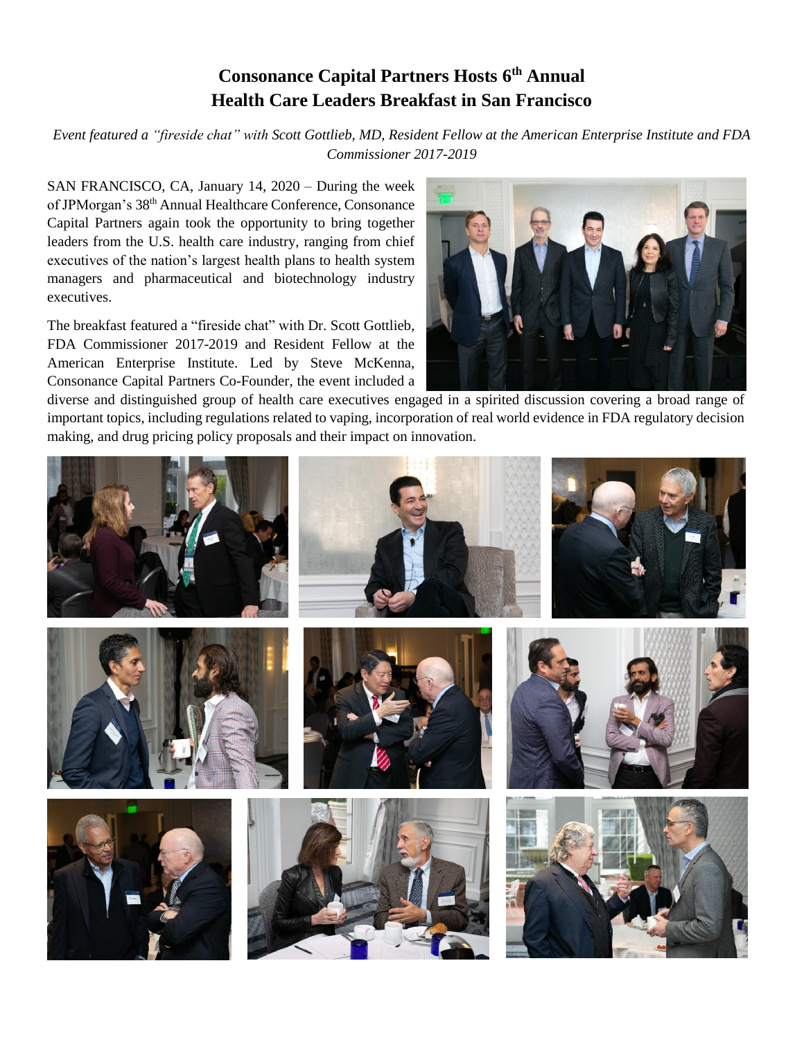# Consonance Capital Partners Hosts 6th Annual Health Care Leaders Breakfast in San Francisco

*Event featured a "fireside chat" with Scott Gottlieb, MD, Resident Fellow at the American Enterprise Institute and FDA Commissioner 2017-2019*

SAN FRANCISCO, CA, January 14, 2020 – During the week of JPMorgan's 38th Annual Healthcare Conference, Consonance Capital Partners again took the opportunity to bring together leaders from the U.S. health care industry, ranging from chief executives of the nation's largest health plans to health system managers and pharmaceutical and biotechnology industry executives.

The breakfast featured a "fireside chat" with Dr. Scott Gottlieb, FDA Commissioner 2017-2019 and Resident Fellow at the American Enterprise Institute. Led by Steve McKenna, Consonance Capital Partners Co-Founder, the event included a diverse and distinguished group of health care executives engaged in a spirited discussion covering a broad range of important topics, including regulations related to vaping, incorporation of real world evidence in FDA regulatory decision making, and drug pricing policy proposals and their impact on innovation.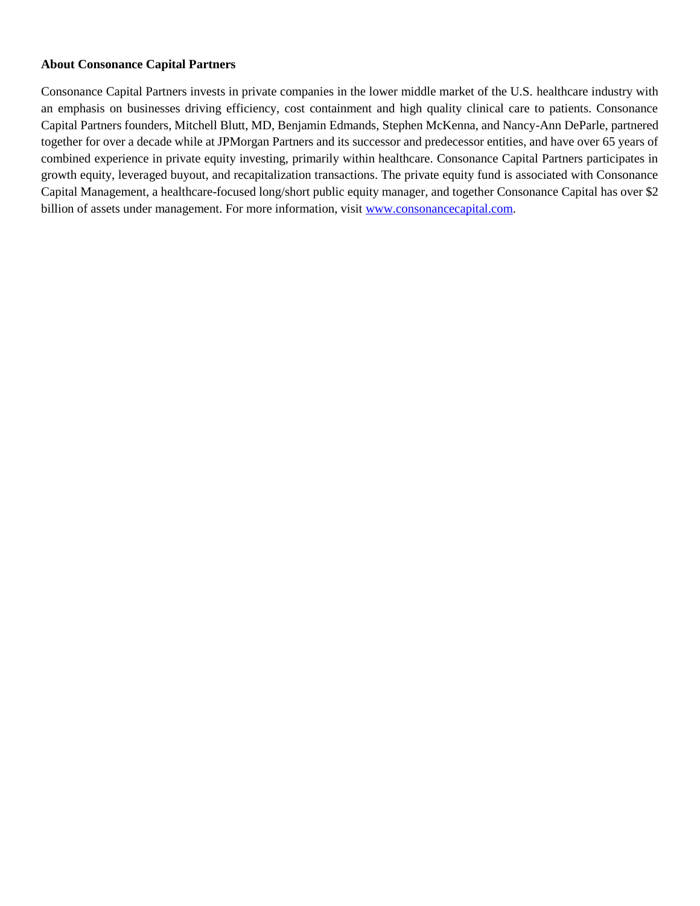**About Consonance Capital Partners**

Consonance Capital Partners invests in private companies in the lower middle market of the U.S. healthcare industry with an emphasis on businesses driving efficiency, cost containment and high quality clinical care to patients. Consonance Capital Partners founders, Mitchell Blutt, MD, Benjamin Edmands, Stephen McKenna, and Nancy-Ann DeParle, partnered together for over a decade while at JPMorgan Partners and its successor and predecessor entities, and have over 65 years of combined experience in private equity investing, primarily within healthcare. Consonance Capital Partners participates in growth equity, leveraged buyout, and recapitalization transactions. The private equity fund is associated with Consonance Capital Management, a healthcare-focused long/short public equity manager, and together Consonance Capital has over $2 billion of assets under management. For more information, visit [www.consonancecapital.com](http://www.consonancecapital.com).